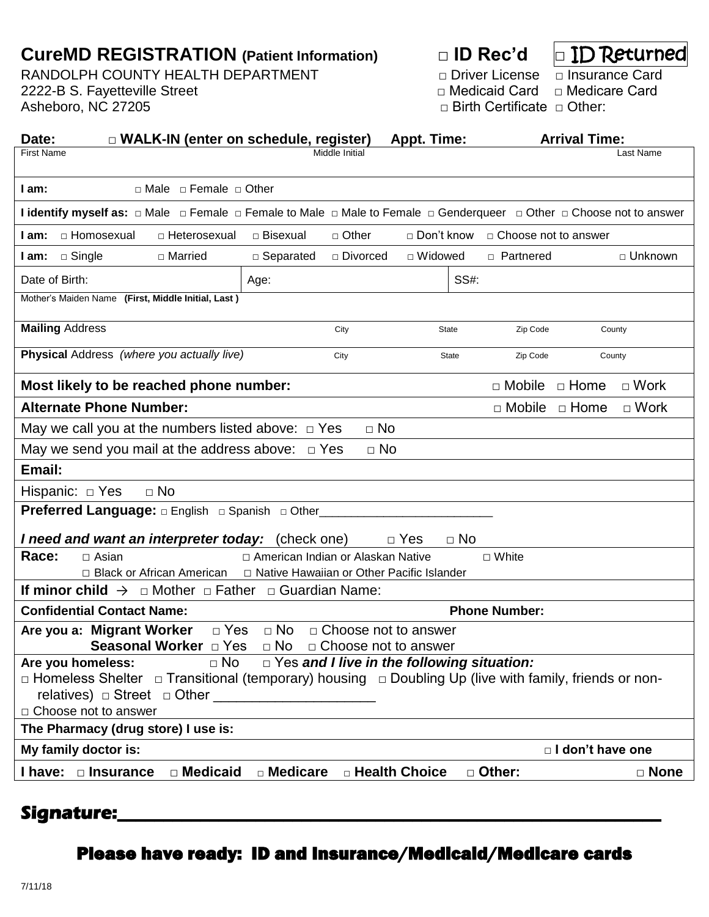# CureMD REGISTRATION (Patient Information)

RANDOLPH COUNTY HEALTH DEPARTMENT
2222-B S. Fayetteville Street
Asheboro, NC 27205

**□ ID Rec'd** □ ID Returned

□ Driver License □ Insurance Card
□ Medicaid Card □ Medicare Card
□ Birth Certificate □ Other:

**Date:** **□ WALK-IN (enter on schedule, register)** **Appt. Time:** **Arrival Time:**

| First Name | Middle Initial | Last Name |
|---|---|---|
| | | |

**I am:** □ Male □ Female □ Other

**I identify myself as:** □ Male □ Female □ Female to Male □ Male to Female □ Genderqueer □ Other □ Choose not to answer

**I am:** □ Homosexual □ Heterosexual □ Bisexual □ Other □ Don't know □ Choose not to answer

**I am:** □ Single □ Married □ Separated □ Divorced □ Widowed □ Partnered □ Unknown

| Date of Birth: | Age: | SS#: |
|---|---|---|

Mother's Maiden Name **(First, Middle Initial, Last )**

| **Mailing** Address | City | State | Zip Code | County |
|---|---|---|---|---|
| **Physical** Address *(where you actually live)* | City | State | Zip Code | County |

**Most likely to be reached phone number:** □ Mobile □ Home □ Work

**Alternate Phone Number:** □ Mobile □ Home □ Work

May we call you at the numbers listed above: □ Yes □ No

May we send you mail at the address above: □ Yes □ No

**Email:**

Hispanic: □ Yes □ No

**Preferred Language:** □ English □ Spanish □ Other_________________________

***I need and want an interpreter today:*** (check one) □ Yes □ No

**Race:** □ Asian □ American Indian or Alaskan Native □ White
□ Black or African American □ Native Hawaiian or Other Pacific Islander

**If minor child →** □ Mother □ Father □ Guardian Name:

**Confidential Contact Name:** **Phone Number:**

**Are you a: Migrant Worker** □ Yes □ No □ Choose not to answer
**Seasonal Worker** □ Yes □ No □ Choose not to answer

**Are you homeless:** □ No □ Yes ***and I live in the following situation:***
□ Homeless Shelter □ Transitional (temporary) housing □ Doubling Up (live with family, friends or non-relatives) □ Street □ Other ____________________
□ Choose not to answer

**The Pharmacy (drug store) I use is:**

**My family doctor is:** **□ I don't have one**

**I have: □ Insurance □ Medicaid □ Medicare □ Health Choice □ Other: □ None**

**Signature:**___________________________________________________

**Please have ready: ID and Insurance/Medicaid/Medicare cards**

7/11/18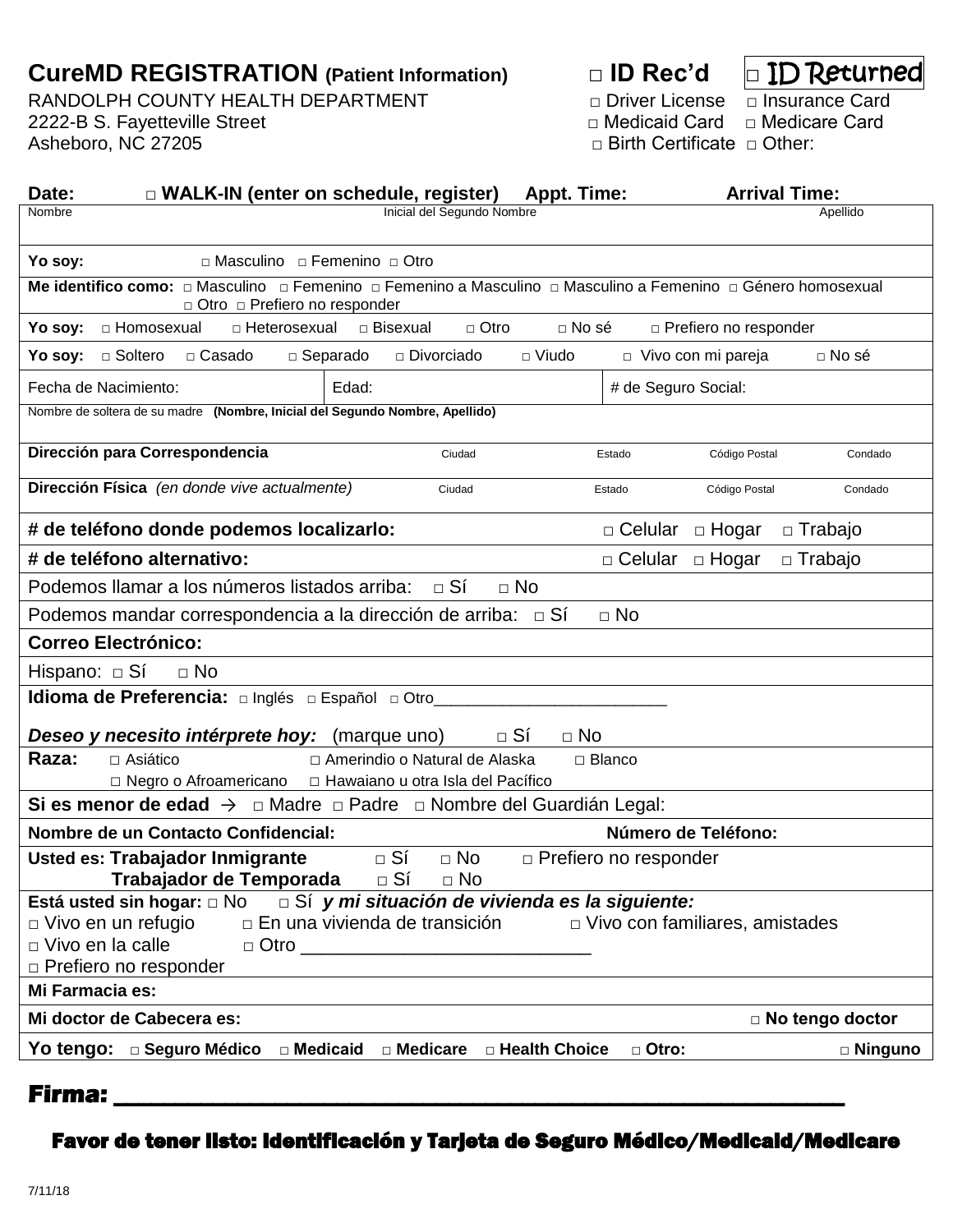## CureMD REGISTRATION (Patient Information)

□ **ID Rec'd** □ ID Returned

RANDOLPH COUNTY HEALTH DEPARTMENT
2222-B S. Fayetteville Street
Asheboro, NC 27205

□ Driver License □ Insurance Card
□ Medicaid Card □ Medicare Card
□ Birth Certificate □ Other:

**Date:** □ **WALK-IN (enter on schedule, register)** **Appt. Time:** **Arrival Time:**

| | | |
|---|---|---|
| Nombre | Inicial del Segundo Nombre | Apellido |
| **Yo soy:** □ Masculino □ Femenino □ Otro | | |
| **Me identifico como:** □ Masculino □ Femenino □ Femenino a Masculino □ Masculino a Femenino □ Género homosexual □ Otro □ Prefiero no responder | | |
| **Yo soy:** □ Homosexual □ Heterosexual □ Bisexual □ Otro □ No sé □ Prefiero no responder | | |
| **Yo soy:** □ Soltero □ Casado □ Separado □ Divorciado □ Viudo □ Vivo con mi pareja □ No sé | | |
| Fecha de Nacimiento: | Edad: | # de Seguro Social: |
| Nombre de soltera de su madre **(Nombre, Inicial del Segundo Nombre, Apellido)** | | |
| **Dirección para Correspondencia** Ciudad Estado Código Postal Condado | | |
| **Dirección Física** *(en donde vive actualmente)* Ciudad Estado Código Postal Condado | | |
| **# de teléfono donde podemos localizarlo:** □ Celular □ Hogar □ Trabajo | | |
| **# de teléfono alternativo:** □ Celular □ Hogar □ Trabajo | | |
| Podemos llamar a los números listados arriba: □ Sí □ No | | |
| Podemos mandar correspondencia a la dirección de arriba: □ Sí □ No | | |
| **Correo Electrónico:** | | |
| Hispano: □ Sí □ No | | |
| **Idioma de Preferencia:** □ Inglés □ Español □ Otro_________________________ <br> ***Deseo y necesito intérprete hoy:*** (marque uno) □ Sí □ No | | |
| **Raza:** □ Asiático □ Amerindio o Natural de Alaska □ Blanco □ Negro o Afroamericano □ Hawaiano u otra Isla del Pacífico | | |
| **Si es menor de edad** → □ Madre □ Padre □ Nombre del Guardián Legal: | | |
| **Nombre de un Contacto Confidencial:** **Número de Teléfono:** | | |
| **Usted es: Trabajador Inmigrante** □ Sí □ No □ Prefiero no responder <br> **Trabajador de Temporada** □ Sí □ No | | |
| **Está usted sin hogar:** □ No □ Sí ***y mi situación de vivienda es la siguiente:*** <br> □ Vivo en un refugio □ En una vivienda de transición □ Vivo con familiares, amistades <br> □ Vivo en la calle □ Otro ___________________________ <br> □ Prefiero no responder | | |
| **Mi Farmacia es:** | | |
| **Mi doctor de Cabecera es:** □ **No tengo doctor** | | |
| **Yo tengo:** □ **Seguro Médico** □ **Medicaid** □ **Medicare** □ **Health Choice** □ **Otro:** □ **Ninguno** | | |

**Firma:** ____________________________________________________

**Favor de tener listo: Identificación y Tarjeta de Seguro Médico/Medicaid/Medicare**

7/11/18